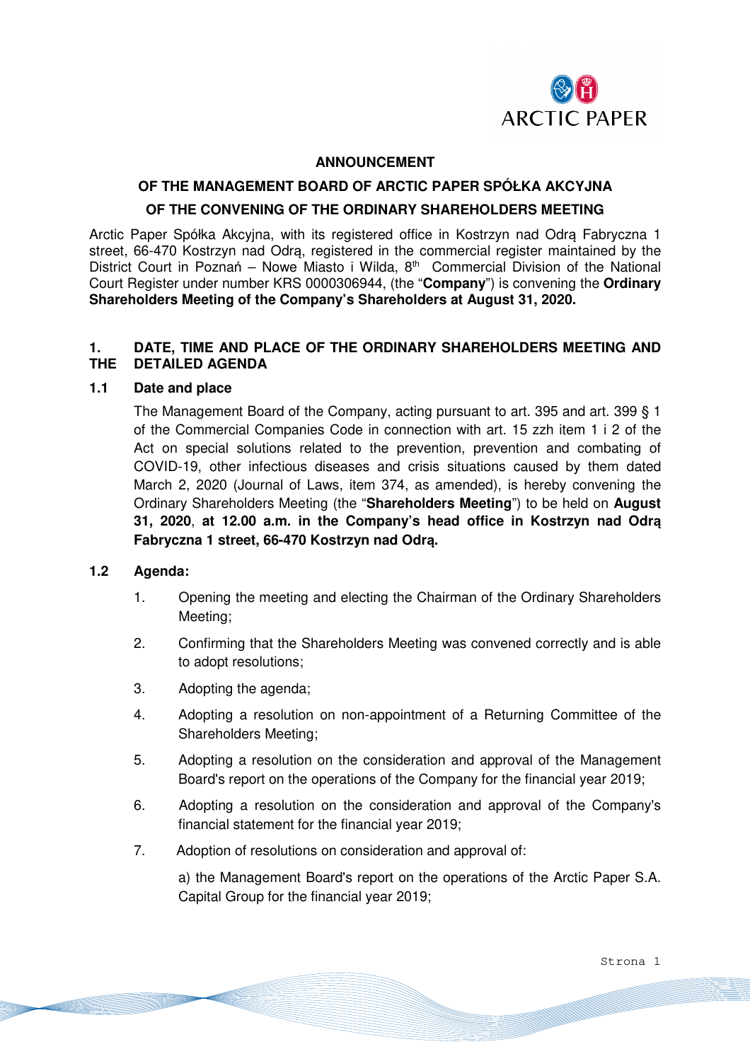**ANNOUNCEMENT**

**OF THE MANAGEMENT BOARD OF ARCTIC PAPER SPÓŁKA AKCYJNA**

**OF THE CONVENING OF THE ORDINARY SHAREHOLDERS MEETING**

Arctic Paper Spółka Akcyjna, with its registered office in Kostrzyn nad Odrą Fabryczna 1 street, 66-470 Kostrzyn nad Odrą, registered in the commercial register maintained by the District Court in Poznań – Nowe Miasto i Wilda, 8th Commercial Division of the National Court Register under number KRS 0000306944, (the "**Company**") is convening the **Ordinary Shareholders Meeting of the Company's Shareholders at August 31, 2020.**

## 1. DATE, TIME AND PLACE OF THE ORDINARY SHAREHOLDERS MEETING AND THE DETAILED AGENDA

### 1.1 Date and place

The Management Board of the Company, acting pursuant to art. 395 and art. 399 § 1 of the Commercial Companies Code in connection with art. 15 zzh item 1 i 2 of the Act on special solutions related to the prevention, prevention and combating of COVID-19, other infectious diseases and crisis situations caused by them dated March 2, 2020 (Journal of Laws, item 374, as amended), is hereby convening the Ordinary Shareholders Meeting (the "**Shareholders Meeting**") to be held on **August 31, 2020**, **at 12.00 a.m. in the Company's head office in Kostrzyn nad Odrą Fabryczna 1 street, 66-470 Kostrzyn nad Odrą.**

### 1.2 Agenda:

1. Opening the meeting and electing the Chairman of the Ordinary Shareholders Meeting;
2. Confirming that the Shareholders Meeting was convened correctly and is able to adopt resolutions;
3. Adopting the agenda;
4. Adopting a resolution on non-appointment of a Returning Committee of the Shareholders Meeting;
5. Adopting a resolution on the consideration and approval of the Management Board's report on the operations of the Company for the financial year 2019;
6. Adopting a resolution on the consideration and approval of the Company's financial statement for the financial year 2019;
7. Adoption of resolutions on consideration and approval of:

   a) the Management Board's report on the operations of the Arctic Paper S.A. Capital Group for the financial year 2019;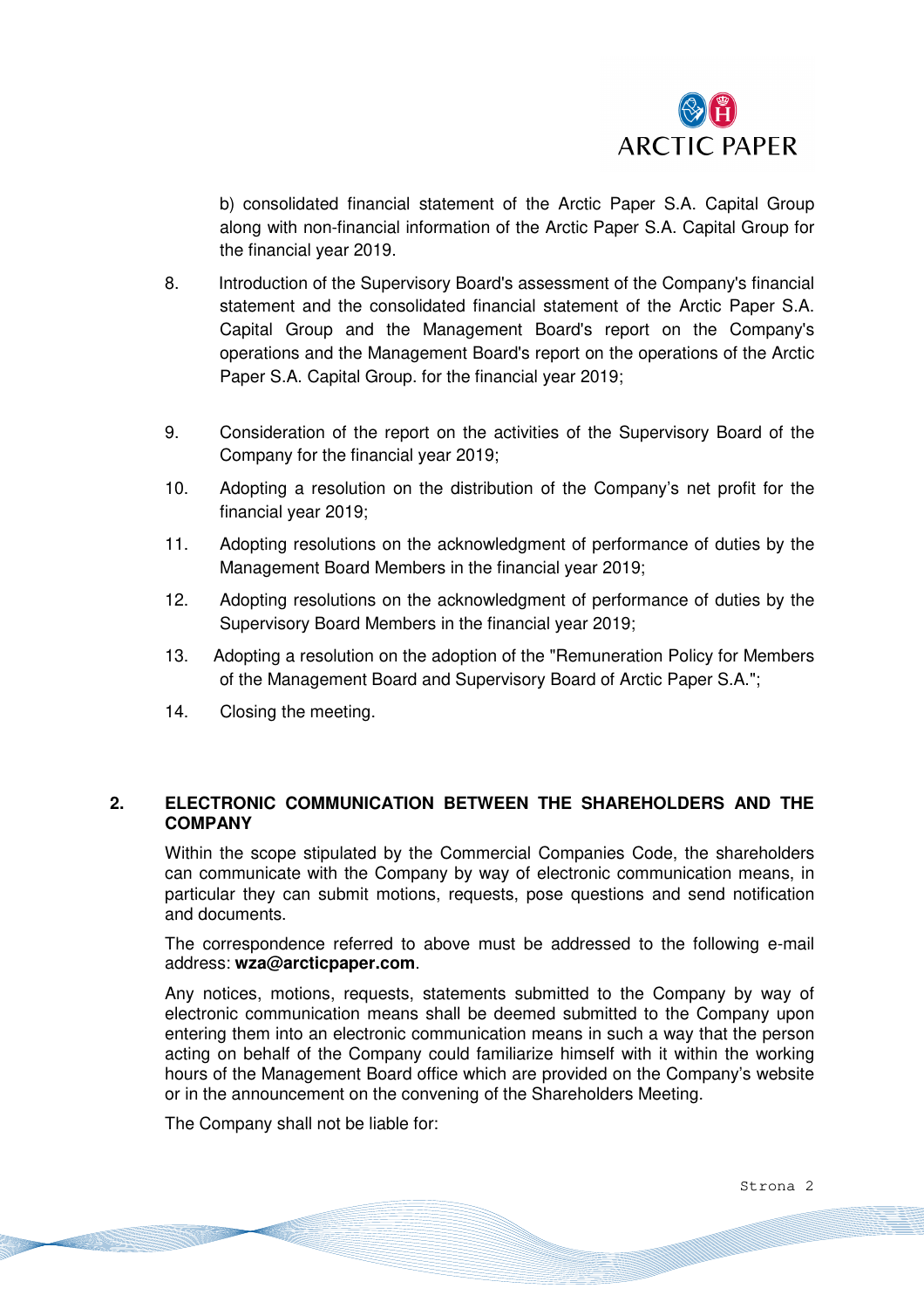b) consolidated financial statement of the Arctic Paper S.A. Capital Group along with non-financial information of the Arctic Paper S.A. Capital Group for the financial year 2019.

8. Introduction of the Supervisory Board's assessment of the Company's financial statement and the consolidated financial statement of the Arctic Paper S.A. Capital Group and the Management Board's report on the Company's operations and the Management Board's report on the operations of the Arctic Paper S.A. Capital Group. for the financial year 2019;

9. Consideration of the report on the activities of the Supervisory Board of the Company for the financial year 2019;

10. Adopting a resolution on the distribution of the Company's net profit for the financial year 2019;

11. Adopting resolutions on the acknowledgment of performance of duties by the Management Board Members in the financial year 2019;

12. Adopting resolutions on the acknowledgment of performance of duties by the Supervisory Board Members in the financial year 2019;

13. Adopting a resolution on the adoption of the "Remuneration Policy for Members of the Management Board and Supervisory Board of Arctic Paper S.A.";

14. Closing the meeting.

## 2. ELECTRONIC COMMUNICATION BETWEEN THE SHAREHOLDERS AND THE COMPANY

Within the scope stipulated by the Commercial Companies Code, the shareholders can communicate with the Company by way of electronic communication means, in particular they can submit motions, requests, pose questions and send notification and documents.

The correspondence referred to above must be addressed to the following e-mail address: **wza@arcticpaper.com**.

Any notices, motions, requests, statements submitted to the Company by way of electronic communication means shall be deemed submitted to the Company upon entering them into an electronic communication means in such a way that the person acting on behalf of the Company could familiarize himself with it within the working hours of the Management Board office which are provided on the Company's website or in the announcement on the convening of the Shareholders Meeting.

The Company shall not be liable for: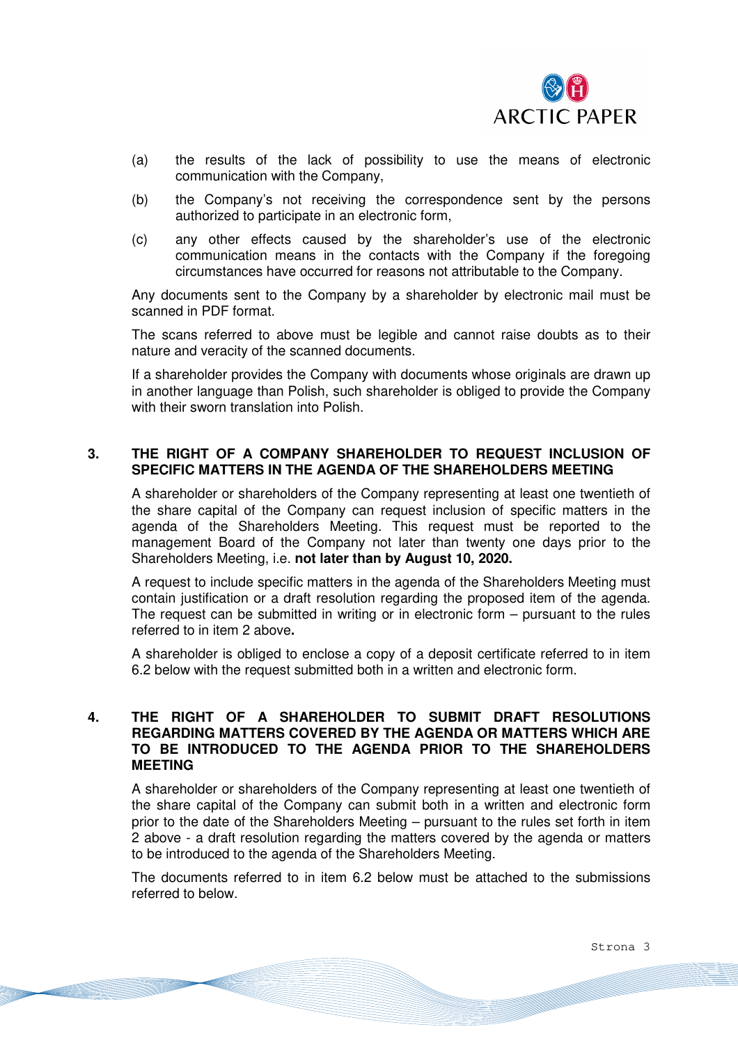(a) the results of the lack of possibility to use the means of electronic communication with the Company,

(b) the Company's not receiving the correspondence sent by the persons authorized to participate in an electronic form,

(c) any other effects caused by the shareholder's use of the electronic communication means in the contacts with the Company if the foregoing circumstances have occurred for reasons not attributable to the Company.

Any documents sent to the Company by a shareholder by electronic mail must be scanned in PDF format.

The scans referred to above must be legible and cannot raise doubts as to their nature and veracity of the scanned documents.

If a shareholder provides the Company with documents whose originals are drawn up in another language than Polish, such shareholder is obliged to provide the Company with their sworn translation into Polish.

## 3. THE RIGHT OF A COMPANY SHAREHOLDER TO REQUEST INCLUSION OF SPECIFIC MATTERS IN THE AGENDA OF THE SHAREHOLDERS MEETING

A shareholder or shareholders of the Company representing at least one twentieth of the share capital of the Company can request inclusion of specific matters in the agenda of the Shareholders Meeting. This request must be reported to the management Board of the Company not later than twenty one days prior to the Shareholders Meeting, i.e. **not later than by August 10, 2020.**

A request to include specific matters in the agenda of the Shareholders Meeting must contain justification or a draft resolution regarding the proposed item of the agenda. The request can be submitted in writing or in electronic form – pursuant to the rules referred to in item 2 above**.**

A shareholder is obliged to enclose a copy of a deposit certificate referred to in item 6.2 below with the request submitted both in a written and electronic form.

## 4. THE RIGHT OF A SHAREHOLDER TO SUBMIT DRAFT RESOLUTIONS REGARDING MATTERS COVERED BY THE AGENDA OR MATTERS WHICH ARE TO BE INTRODUCED TO THE AGENDA PRIOR TO THE SHAREHOLDERS MEETING

A shareholder or shareholders of the Company representing at least one twentieth of the share capital of the Company can submit both in a written and electronic form prior to the date of the Shareholders Meeting – pursuant to the rules set forth in item 2 above - a draft resolution regarding the matters covered by the agenda or matters to be introduced to the agenda of the Shareholders Meeting.

The documents referred to in item 6.2 below must be attached to the submissions referred to below.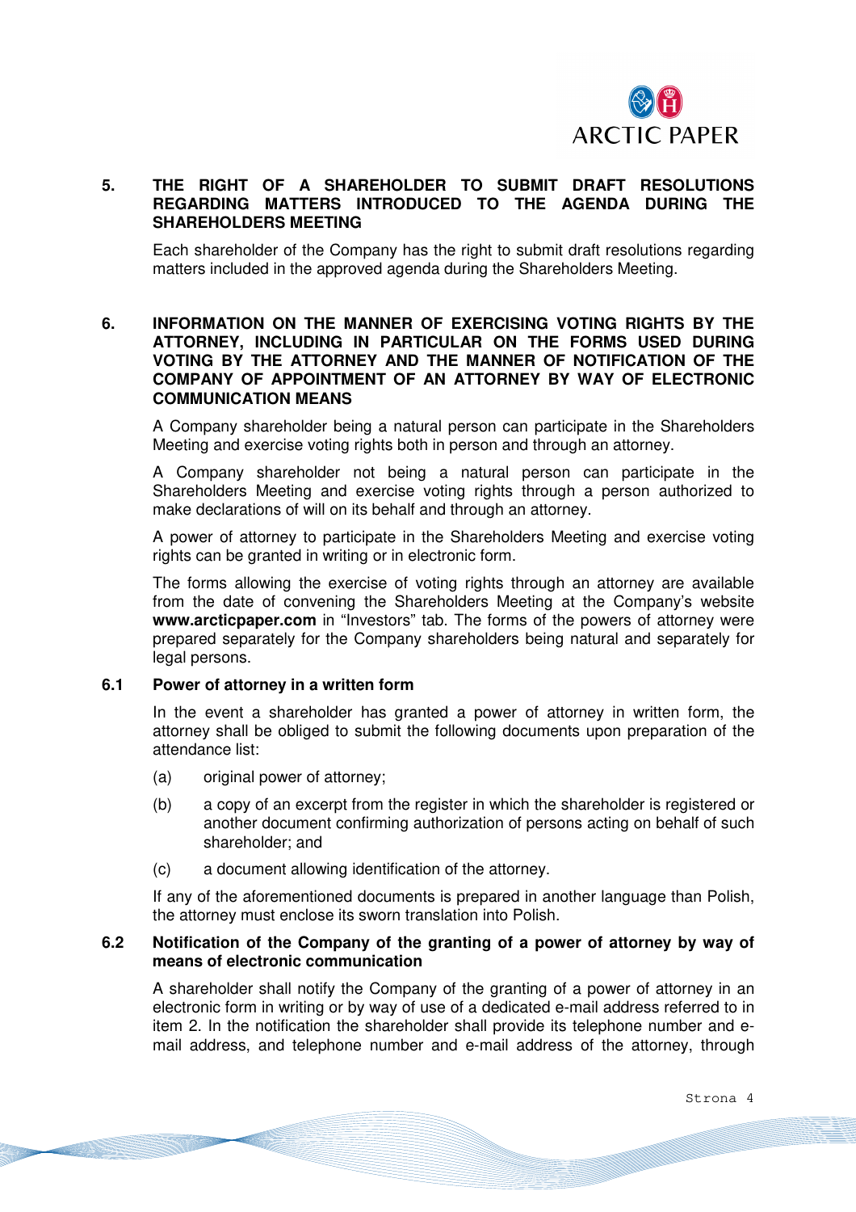## 5. THE RIGHT OF A SHAREHOLDER TO SUBMIT DRAFT RESOLUTIONS REGARDING MATTERS INTRODUCED TO THE AGENDA DURING THE SHAREHOLDERS MEETING

Each shareholder of the Company has the right to submit draft resolutions regarding matters included in the approved agenda during the Shareholders Meeting.

## 6. INFORMATION ON THE MANNER OF EXERCISING VOTING RIGHTS BY THE ATTORNEY, INCLUDING IN PARTICULAR ON THE FORMS USED DURING VOTING BY THE ATTORNEY AND THE MANNER OF NOTIFICATION OF THE COMPANY OF APPOINTMENT OF AN ATTORNEY BY WAY OF ELECTRONIC COMMUNICATION MEANS

A Company shareholder being a natural person can participate in the Shareholders Meeting and exercise voting rights both in person and through an attorney.

A Company shareholder not being a natural person can participate in the Shareholders Meeting and exercise voting rights through a person authorized to make declarations of will on its behalf and through an attorney.

A power of attorney to participate in the Shareholders Meeting and exercise voting rights can be granted in writing or in electronic form.

The forms allowing the exercise of voting rights through an attorney are available from the date of convening the Shareholders Meeting at the Company's website **www.arcticpaper.com** in "Investors" tab. The forms of the powers of attorney were prepared separately for the Company shareholders being natural and separately for legal persons.

### 6.1 Power of attorney in a written form

In the event a shareholder has granted a power of attorney in written form, the attorney shall be obliged to submit the following documents upon preparation of the attendance list:

(a) original power of attorney;

(b) a copy of an excerpt from the register in which the shareholder is registered or another document confirming authorization of persons acting on behalf of such shareholder; and

(c) a document allowing identification of the attorney.

If any of the aforementioned documents is prepared in another language than Polish, the attorney must enclose its sworn translation into Polish.

### 6.2 Notification of the Company of the granting of a power of attorney by way of means of electronic communication

A shareholder shall notify the Company of the granting of a power of attorney in an electronic form in writing or by way of use of a dedicated e-mail address referred to in item 2. In the notification the shareholder shall provide its telephone number and e-mail address, and telephone number and e-mail address of the attorney, through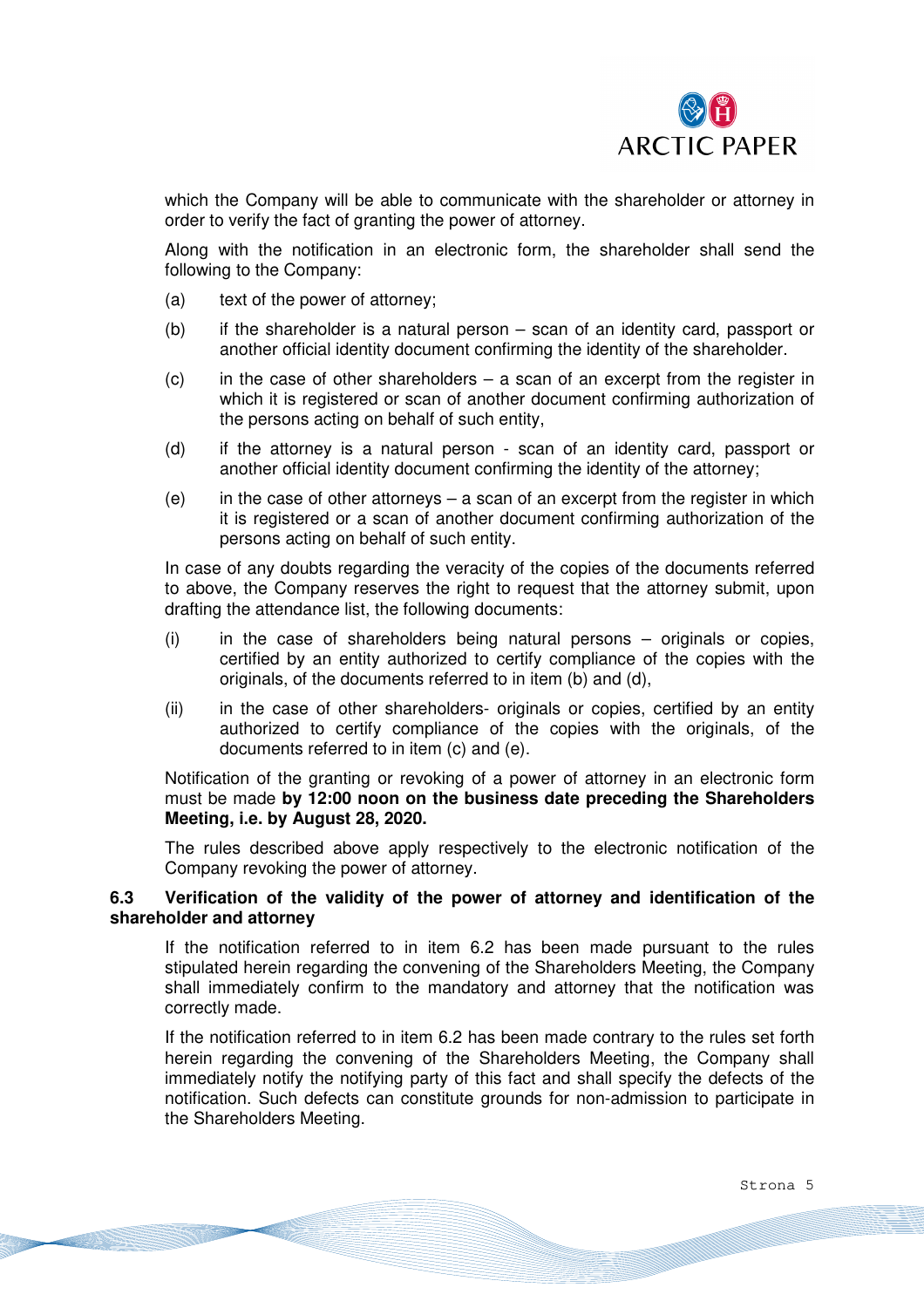which the Company will be able to communicate with the shareholder or attorney in order to verify the fact of granting the power of attorney.

Along with the notification in an electronic form, the shareholder shall send the following to the Company:

(a) text of the power of attorney;

(b) if the shareholder is a natural person – scan of an identity card, passport or another official identity document confirming the identity of the shareholder.

(c) in the case of other shareholders – a scan of an excerpt from the register in which it is registered or scan of another document confirming authorization of the persons acting on behalf of such entity,

(d) if the attorney is a natural person - scan of an identity card, passport or another official identity document confirming the identity of the attorney;

(e) in the case of other attorneys – a scan of an excerpt from the register in which it is registered or a scan of another document confirming authorization of the persons acting on behalf of such entity.

In case of any doubts regarding the veracity of the copies of the documents referred to above, the Company reserves the right to request that the attorney submit, upon drafting the attendance list, the following documents:

(i) in the case of shareholders being natural persons – originals or copies, certified by an entity authorized to certify compliance of the copies with the originals, of the documents referred to in item (b) and (d),

(ii) in the case of other shareholders- originals or copies, certified by an entity authorized to certify compliance of the copies with the originals, of the documents referred to in item (c) and (e).

Notification of the granting or revoking of a power of attorney in an electronic form must be made **by 12:00 noon on the business date preceding the Shareholders Meeting, i.e. by August 28, 2020.**

The rules described above apply respectively to the electronic notification of the Company revoking the power of attorney.

### 6.3 Verification of the validity of the power of attorney and identification of the shareholder and attorney

If the notification referred to in item 6.2 has been made pursuant to the rules stipulated herein regarding the convening of the Shareholders Meeting, the Company shall immediately confirm to the mandatory and attorney that the notification was correctly made.

If the notification referred to in item 6.2 has been made contrary to the rules set forth herein regarding the convening of the Shareholders Meeting, the Company shall immediately notify the notifying party of this fact and shall specify the defects of the notification. Such defects can constitute grounds for non-admission to participate in the Shareholders Meeting.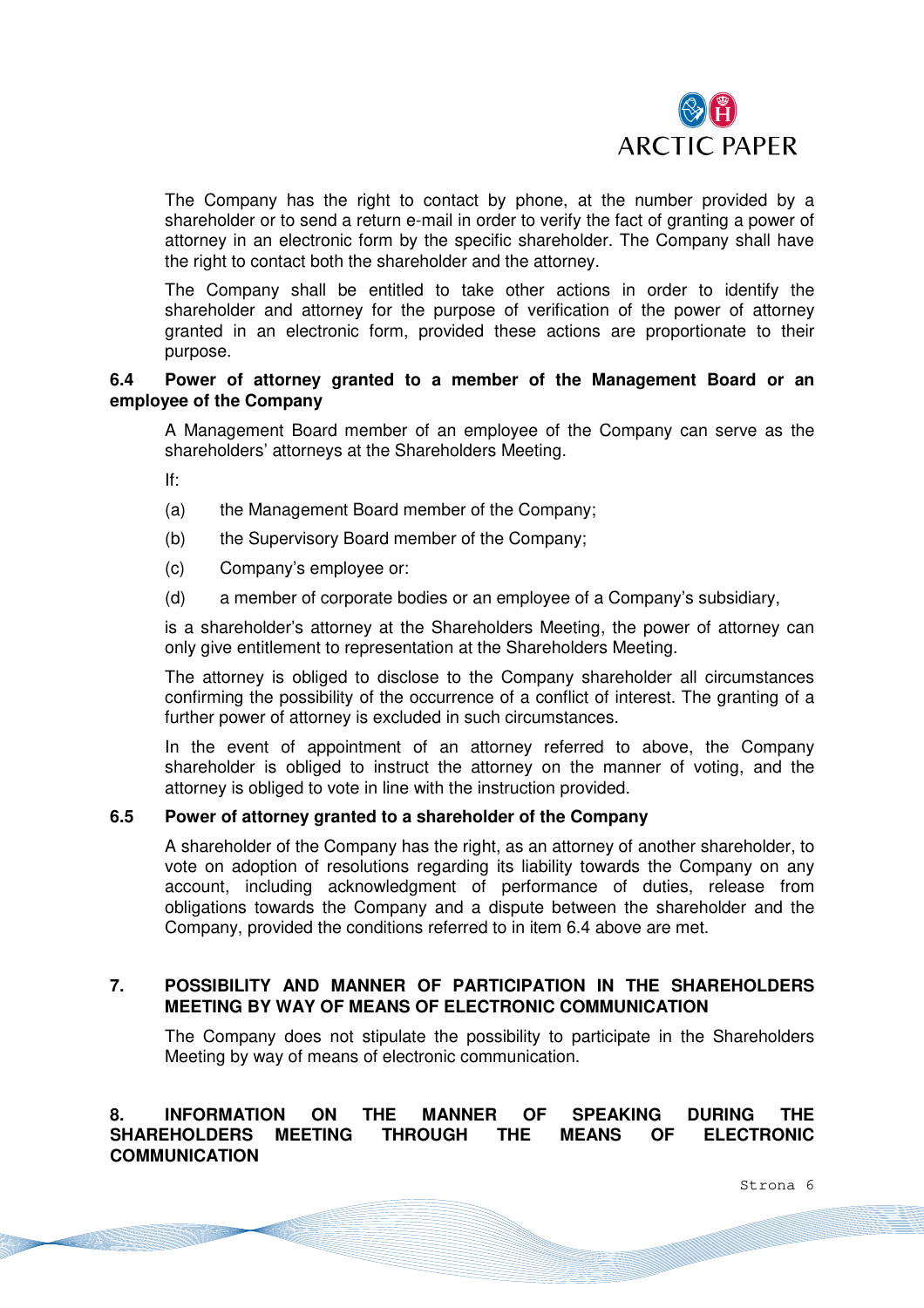The Company has the right to contact by phone, at the number provided by a shareholder or to send a return e-mail in order to verify the fact of granting a power of attorney in an electronic form by the specific shareholder. The Company shall have the right to contact both the shareholder and the attorney.

The Company shall be entitled to take other actions in order to identify the shareholder and attorney for the purpose of verification of the power of attorney granted in an electronic form, provided these actions are proportionate to their purpose.

### 6.4 Power of attorney granted to a member of the Management Board or an employee of the Company

A Management Board member of an employee of the Company can serve as the shareholders' attorneys at the Shareholders Meeting.

If:

(a) the Management Board member of the Company;

(b) the Supervisory Board member of the Company;

(c) Company's employee or:

(d) a member of corporate bodies or an employee of a Company's subsidiary,

is a shareholder's attorney at the Shareholders Meeting, the power of attorney can only give entitlement to representation at the Shareholders Meeting.

The attorney is obliged to disclose to the Company shareholder all circumstances confirming the possibility of the occurrence of a conflict of interest. The granting of a further power of attorney is excluded in such circumstances.

In the event of appointment of an attorney referred to above, the Company shareholder is obliged to instruct the attorney on the manner of voting, and the attorney is obliged to vote in line with the instruction provided.

### 6.5 Power of attorney granted to a shareholder of the Company

A shareholder of the Company has the right, as an attorney of another shareholder, to vote on adoption of resolutions regarding its liability towards the Company on any account, including acknowledgment of performance of duties, release from obligations towards the Company and a dispute between the shareholder and the Company, provided the conditions referred to in item 6.4 above are met.

## 7. POSSIBILITY AND MANNER OF PARTICIPATION IN THE SHAREHOLDERS MEETING BY WAY OF MEANS OF ELECTRONIC COMMUNICATION

The Company does not stipulate the possibility to participate in the Shareholders Meeting by way of means of electronic communication.

## 8. INFORMATION ON THE MANNER OF SPEAKING DURING THE SHAREHOLDERS MEETING THROUGH THE MEANS OF ELECTRONIC COMMUNICATION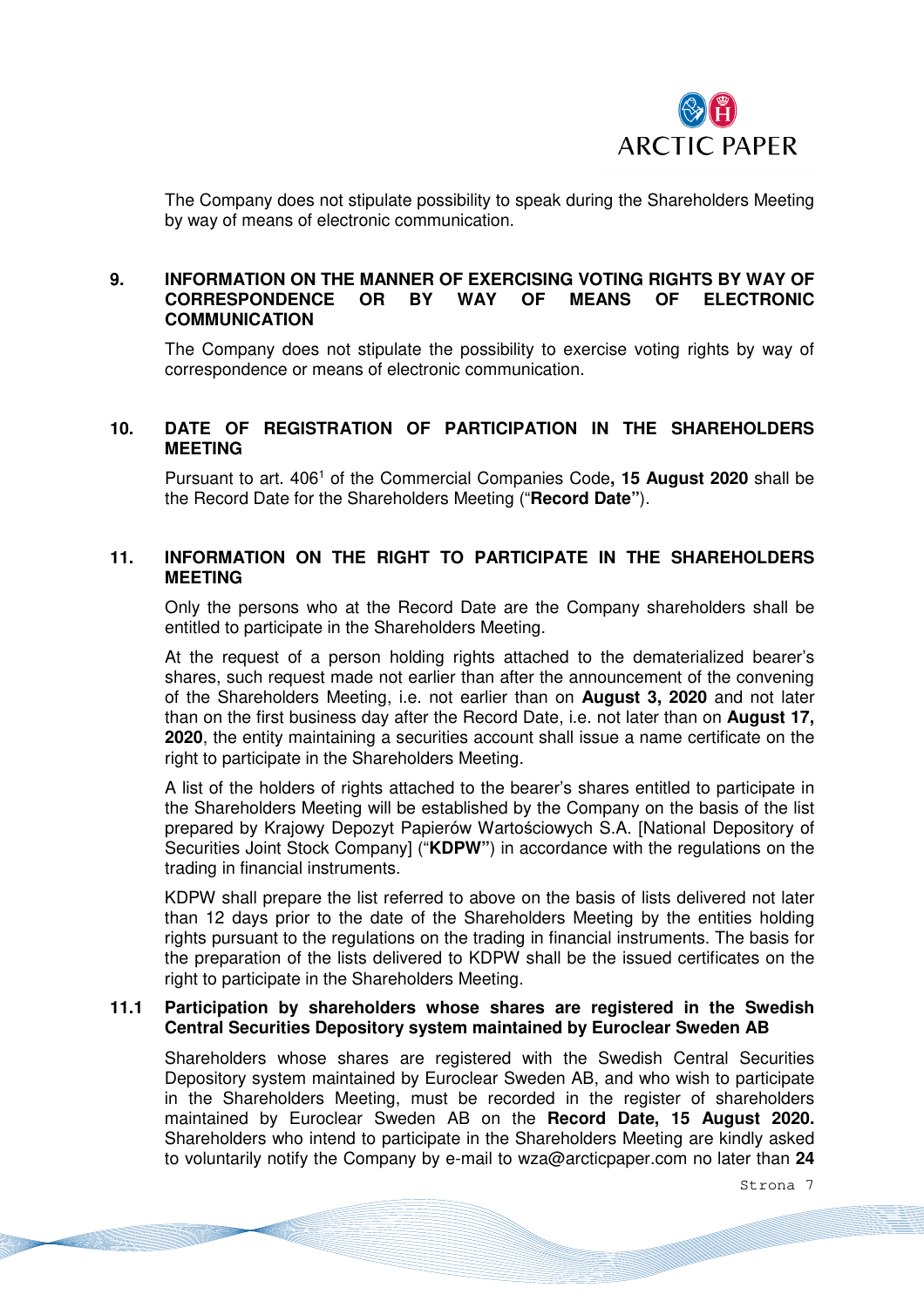The Company does not stipulate possibility to speak during the Shareholders Meeting by way of means of electronic communication.

## 9. INFORMATION ON THE MANNER OF EXERCISING VOTING RIGHTS BY WAY OF CORRESPONDENCE OR BY WAY OF MEANS OF ELECTRONIC COMMUNICATION

The Company does not stipulate the possibility to exercise voting rights by way of correspondence or means of electronic communication.

## 10. DATE OF REGISTRATION OF PARTICIPATION IN THE SHAREHOLDERS MEETING

Pursuant to art. 406[1] of the Commercial Companies Code**, 15 August 2020** shall be the Record Date for the Shareholders Meeting ("**Record Date"**).

## 11. INFORMATION ON THE RIGHT TO PARTICIPATE IN THE SHAREHOLDERS MEETING

Only the persons who at the Record Date are the Company shareholders shall be entitled to participate in the Shareholders Meeting.

At the request of a person holding rights attached to the dematerialized bearer's shares, such request made not earlier than after the announcement of the convening of the Shareholders Meeting, i.e. not earlier than on **August 3, 2020** and not later than on the first business day after the Record Date, i.e. not later than on **August 17, 2020**, the entity maintaining a securities account shall issue a name certificate on the right to participate in the Shareholders Meeting.

A list of the holders of rights attached to the bearer's shares entitled to participate in the Shareholders Meeting will be established by the Company on the basis of the list prepared by Krajowy Depozyt Papierów Wartościowych S.A. [National Depository of Securities Joint Stock Company] ("**KDPW"**) in accordance with the regulations on the trading in financial instruments.

KDPW shall prepare the list referred to above on the basis of lists delivered not later than 12 days prior to the date of the Shareholders Meeting by the entities holding rights pursuant to the regulations on the trading in financial instruments. The basis for the preparation of the lists delivered to KDPW shall be the issued certificates on the right to participate in the Shareholders Meeting.

### 11.1 Participation by shareholders whose shares are registered in the Swedish Central Securities Depository system maintained by Euroclear Sweden AB

Shareholders whose shares are registered with the Swedish Central Securities Depository system maintained by Euroclear Sweden AB, and who wish to participate in the Shareholders Meeting, must be recorded in the register of shareholders maintained by Euroclear Sweden AB on the **Record Date, 15 August 2020.** Shareholders who intend to participate in the Shareholders Meeting are kindly asked to voluntarily notify the Company by e-mail to wza@arcticpaper.com no later than **24**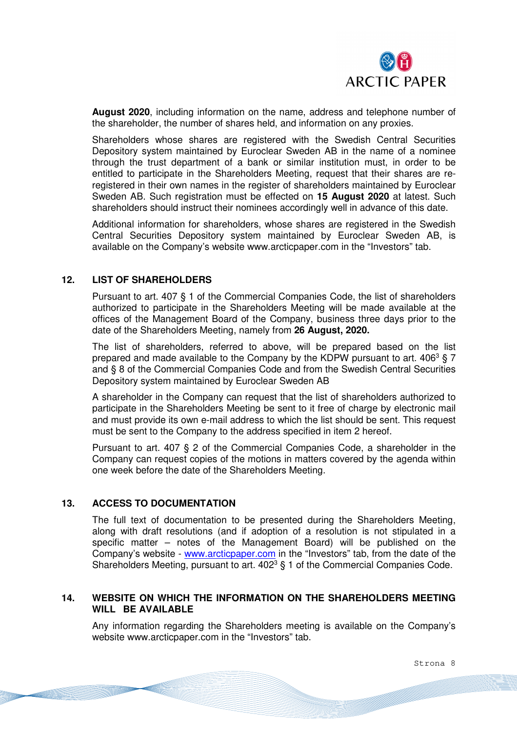**August 2020**, including information on the name, address and telephone number of the shareholder, the number of shares held, and information on any proxies.

Shareholders whose shares are registered with the Swedish Central Securities Depository system maintained by Euroclear Sweden AB in the name of a nominee through the trust department of a bank or similar institution must, in order to be entitled to participate in the Shareholders Meeting, request that their shares are re-registered in their own names in the register of shareholders maintained by Euroclear Sweden AB. Such registration must be effected on **15 August 2020** at latest. Such shareholders should instruct their nominees accordingly well in advance of this date.

Additional information for shareholders, whose shares are registered in the Swedish Central Securities Depository system maintained by Euroclear Sweden AB, is available on the Company's website www.arcticpaper.com in the "Investors" tab.

## 12. LIST OF SHAREHOLDERS

Pursuant to art. 407 § 1 of the Commercial Companies Code, the list of shareholders authorized to participate in the Shareholders Meeting will be made available at the offices of the Management Board of the Company, business three days prior to the date of the Shareholders Meeting, namely from **26 August, 2020.**

The list of shareholders, referred to above, will be prepared based on the list prepared and made available to the Company by the KDPW pursuant to art. $406^3$ § 7 and § 8 of the Commercial Companies Code and from the Swedish Central Securities Depository system maintained by Euroclear Sweden AB

A shareholder in the Company can request that the list of shareholders authorized to participate in the Shareholders Meeting be sent to it free of charge by electronic mail and must provide its own e-mail address to which the list should be sent. This request must be sent to the Company to the address specified in item 2 hereof.

Pursuant to art. 407 § 2 of the Commercial Companies Code, a shareholder in the Company can request copies of the motions in matters covered by the agenda within one week before the date of the Shareholders Meeting.

## 13. ACCESS TO DOCUMENTATION

The full text of documentation to be presented during the Shareholders Meeting, along with draft resolutions (and if adoption of a resolution is not stipulated in a specific matter – notes of the Management Board) will be published on the Company's website - www.arcticpaper.com in the "Investors" tab, from the date of the Shareholders Meeting, pursuant to art. $402^3$ § 1 of the Commercial Companies Code.

## 14. WEBSITE ON WHICH THE INFORMATION ON THE SHAREHOLDERS MEETING WILL BE AVAILABLE

Any information regarding the Shareholders meeting is available on the Company's website www.arcticpaper.com in the "Investors" tab.